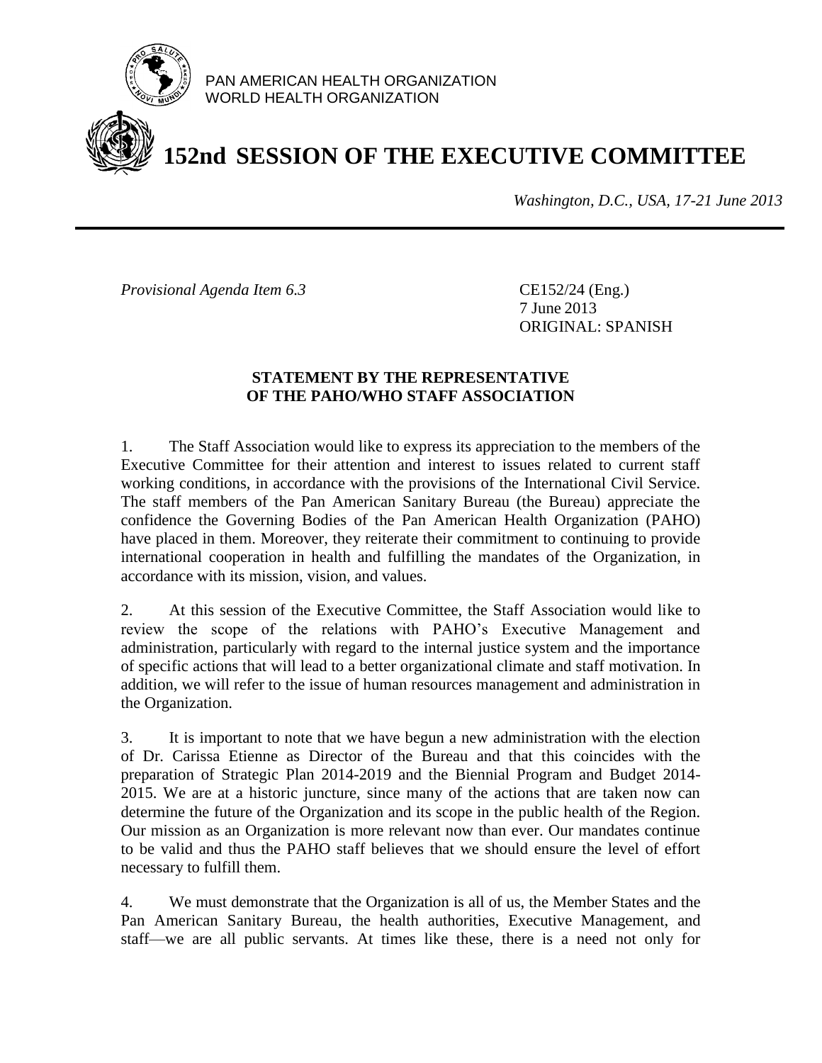PAN AMERICAN HEALTH ORGANIZATION
WORLD HEALTH ORGANIZATION

# 152nd SESSION OF THE EXECUTIVE COMMITTEE

*Washington, D.C., USA, 17-21 June 2013*

---

*Provisional Agenda Item 6.3*

CE152/24 (Eng.)
7 June 2013
ORIGINAL: SPANISH

## STATEMENT BY THE REPRESENTATIVE OF THE PAHO/WHO STAFF ASSOCIATION

1. The Staff Association would like to express its appreciation to the members of the Executive Committee for their attention and interest to issues related to current staff working conditions, in accordance with the provisions of the International Civil Service. The staff members of the Pan American Sanitary Bureau (the Bureau) appreciate the confidence the Governing Bodies of the Pan American Health Organization (PAHO) have placed in them. Moreover, they reiterate their commitment to continuing to provide international cooperation in health and fulfilling the mandates of the Organization, in accordance with its mission, vision, and values.

2. At this session of the Executive Committee, the Staff Association would like to review the scope of the relations with PAHO's Executive Management and administration, particularly with regard to the internal justice system and the importance of specific actions that will lead to a better organizational climate and staff motivation. In addition, we will refer to the issue of human resources management and administration in the Organization.

3. It is important to note that we have begun a new administration with the election of Dr. Carissa Etienne as Director of the Bureau and that this coincides with the preparation of Strategic Plan 2014-2019 and the Biennial Program and Budget 2014-2015. We are at a historic juncture, since many of the actions that are taken now can determine the future of the Organization and its scope in the public health of the Region. Our mission as an Organization is more relevant now than ever. Our mandates continue to be valid and thus the PAHO staff believes that we should ensure the level of effort necessary to fulfill them.

4. We must demonstrate that the Organization is all of us, the Member States and the Pan American Sanitary Bureau, the health authorities, Executive Management, and staff—we are all public servants. At times like these, there is a need not only for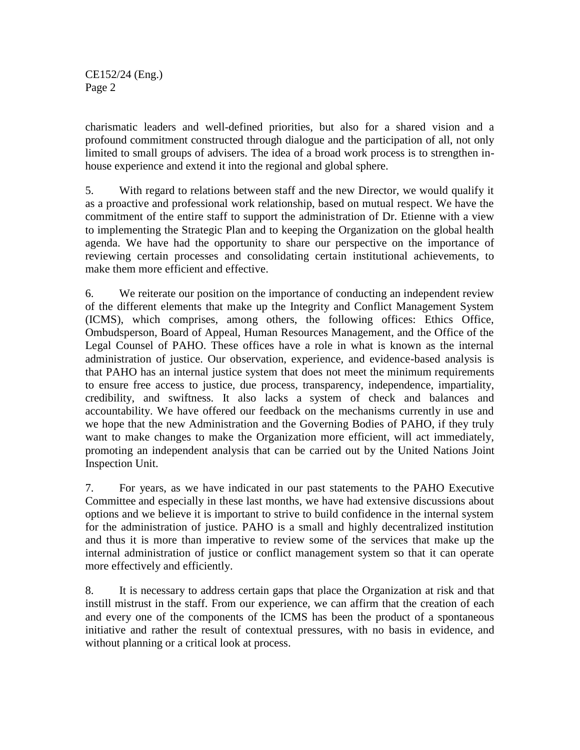charismatic leaders and well-defined priorities, but also for a shared vision and a profound commitment constructed through dialogue and the participation of all, not only limited to small groups of advisers. The idea of a broad work process is to strengthen in-house experience and extend it into the regional and global sphere.

5. With regard to relations between staff and the new Director, we would qualify it as a proactive and professional work relationship, based on mutual respect. We have the commitment of the entire staff to support the administration of Dr. Etienne with a view to implementing the Strategic Plan and to keeping the Organization on the global health agenda. We have had the opportunity to share our perspective on the importance of reviewing certain processes and consolidating certain institutional achievements, to make them more efficient and effective.

6. We reiterate our position on the importance of conducting an independent review of the different elements that make up the Integrity and Conflict Management System (ICMS), which comprises, among others, the following offices: Ethics Office, Ombudsperson, Board of Appeal, Human Resources Management, and the Office of the Legal Counsel of PAHO. These offices have a role in what is known as the internal administration of justice. Our observation, experience, and evidence-based analysis is that PAHO has an internal justice system that does not meet the minimum requirements to ensure free access to justice, due process, transparency, independence, impartiality, credibility, and swiftness. It also lacks a system of check and balances and accountability. We have offered our feedback on the mechanisms currently in use and we hope that the new Administration and the Governing Bodies of PAHO, if they truly want to make changes to make the Organization more efficient, will act immediately, promoting an independent analysis that can be carried out by the United Nations Joint Inspection Unit.

7. For years, as we have indicated in our past statements to the PAHO Executive Committee and especially in these last months, we have had extensive discussions about options and we believe it is important to strive to build confidence in the internal system for the administration of justice. PAHO is a small and highly decentralized institution and thus it is more than imperative to review some of the services that make up the internal administration of justice or conflict management system so that it can operate more effectively and efficiently.

8. It is necessary to address certain gaps that place the Organization at risk and that instill mistrust in the staff. From our experience, we can affirm that the creation of each and every one of the components of the ICMS has been the product of a spontaneous initiative and rather the result of contextual pressures, with no basis in evidence, and without planning or a critical look at process.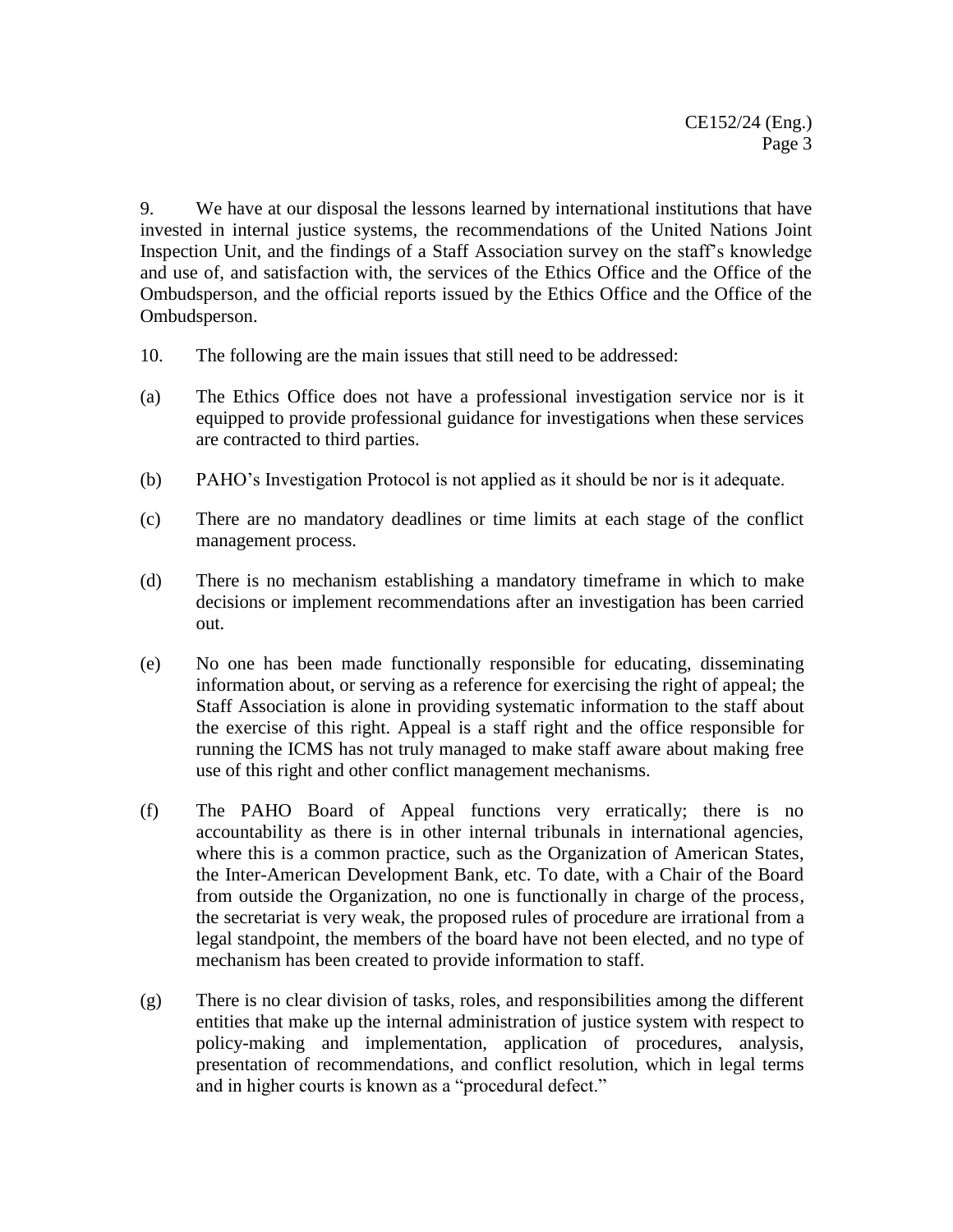9. We have at our disposal the lessons learned by international institutions that have invested in internal justice systems, the recommendations of the United Nations Joint Inspection Unit, and the findings of a Staff Association survey on the staff's knowledge and use of, and satisfaction with, the services of the Ethics Office and the Office of the Ombudsperson, and the official reports issued by the Ethics Office and the Office of the Ombudsperson.

10. The following are the main issues that still need to be addressed:

(a) The Ethics Office does not have a professional investigation service nor is it equipped to provide professional guidance for investigations when these services are contracted to third parties.

(b) PAHO's Investigation Protocol is not applied as it should be nor is it adequate.

(c) There are no mandatory deadlines or time limits at each stage of the conflict management process.

(d) There is no mechanism establishing a mandatory timeframe in which to make decisions or implement recommendations after an investigation has been carried out.

(e) No one has been made functionally responsible for educating, disseminating information about, or serving as a reference for exercising the right of appeal; the Staff Association is alone in providing systematic information to the staff about the exercise of this right. Appeal is a staff right and the office responsible for running the ICMS has not truly managed to make staff aware about making free use of this right and other conflict management mechanisms.

(f) The PAHO Board of Appeal functions very erratically; there is no accountability as there is in other internal tribunals in international agencies, where this is a common practice, such as the Organization of American States, the Inter-American Development Bank, etc. To date, with a Chair of the Board from outside the Organization, no one is functionally in charge of the process, the secretariat is very weak, the proposed rules of procedure are irrational from a legal standpoint, the members of the board have not been elected, and no type of mechanism has been created to provide information to staff.

(g) There is no clear division of tasks, roles, and responsibilities among the different entities that make up the internal administration of justice system with respect to policy-making and implementation, application of procedures, analysis, presentation of recommendations, and conflict resolution, which in legal terms and in higher courts is known as a "procedural defect."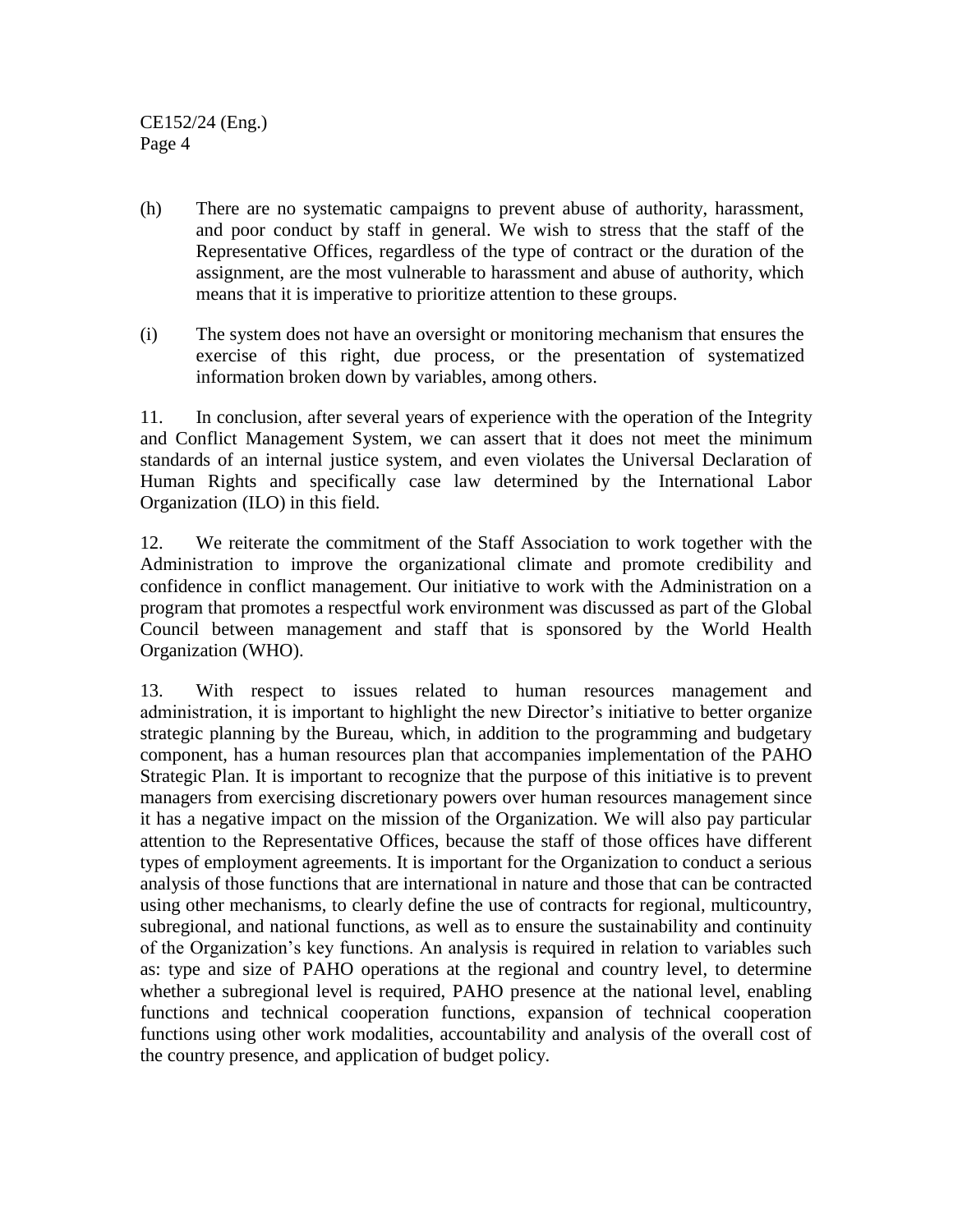(h) There are no systematic campaigns to prevent abuse of authority, harassment, and poor conduct by staff in general. We wish to stress that the staff of the Representative Offices, regardless of the type of contract or the duration of the assignment, are the most vulnerable to harassment and abuse of authority, which means that it is imperative to prioritize attention to these groups.

(i) The system does not have an oversight or monitoring mechanism that ensures the exercise of this right, due process, or the presentation of systematized information broken down by variables, among others.

11. In conclusion, after several years of experience with the operation of the Integrity and Conflict Management System, we can assert that it does not meet the minimum standards of an internal justice system, and even violates the Universal Declaration of Human Rights and specifically case law determined by the International Labor Organization (ILO) in this field.

12. We reiterate the commitment of the Staff Association to work together with the Administration to improve the organizational climate and promote credibility and confidence in conflict management. Our initiative to work with the Administration on a program that promotes a respectful work environment was discussed as part of the Global Council between management and staff that is sponsored by the World Health Organization (WHO).

13. With respect to issues related to human resources management and administration, it is important to highlight the new Director's initiative to better organize strategic planning by the Bureau, which, in addition to the programming and budgetary component, has a human resources plan that accompanies implementation of the PAHO Strategic Plan. It is important to recognize that the purpose of this initiative is to prevent managers from exercising discretionary powers over human resources management since it has a negative impact on the mission of the Organization. We will also pay particular attention to the Representative Offices, because the staff of those offices have different types of employment agreements. It is important for the Organization to conduct a serious analysis of those functions that are international in nature and those that can be contracted using other mechanisms, to clearly define the use of contracts for regional, multicountry, subregional, and national functions, as well as to ensure the sustainability and continuity of the Organization's key functions. An analysis is required in relation to variables such as: type and size of PAHO operations at the regional and country level, to determine whether a subregional level is required, PAHO presence at the national level, enabling functions and technical cooperation functions, expansion of technical cooperation functions using other work modalities, accountability and analysis of the overall cost of the country presence, and application of budget policy.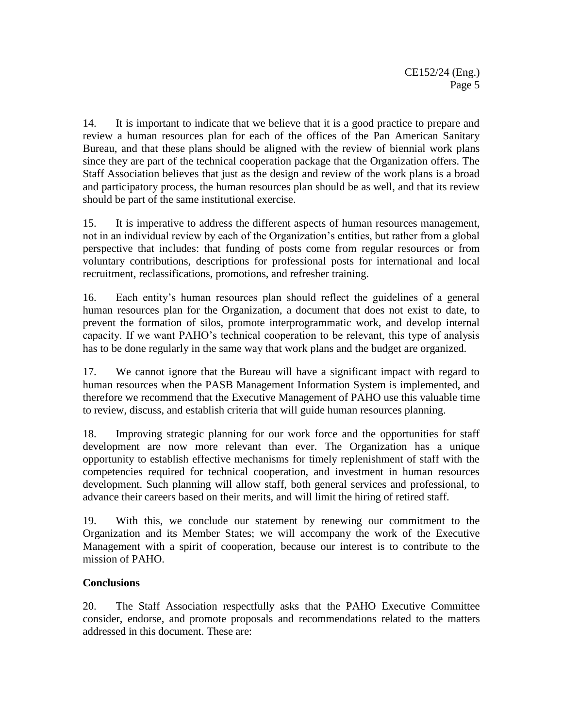14. It is important to indicate that we believe that it is a good practice to prepare and review a human resources plan for each of the offices of the Pan American Sanitary Bureau, and that these plans should be aligned with the review of biennial work plans since they are part of the technical cooperation package that the Organization offers. The Staff Association believes that just as the design and review of the work plans is a broad and participatory process, the human resources plan should be as well, and that its review should be part of the same institutional exercise.

15. It is imperative to address the different aspects of human resources management, not in an individual review by each of the Organization's entities, but rather from a global perspective that includes: that funding of posts come from regular resources or from voluntary contributions, descriptions for professional posts for international and local recruitment, reclassifications, promotions, and refresher training.

16. Each entity's human resources plan should reflect the guidelines of a general human resources plan for the Organization, a document that does not exist to date, to prevent the formation of silos, promote interprogrammatic work, and develop internal capacity. If we want PAHO's technical cooperation to be relevant, this type of analysis has to be done regularly in the same way that work plans and the budget are organized.

17. We cannot ignore that the Bureau will have a significant impact with regard to human resources when the PASB Management Information System is implemented, and therefore we recommend that the Executive Management of PAHO use this valuable time to review, discuss, and establish criteria that will guide human resources planning.

18. Improving strategic planning for our work force and the opportunities for staff development are now more relevant than ever. The Organization has a unique opportunity to establish effective mechanisms for timely replenishment of staff with the competencies required for technical cooperation, and investment in human resources development. Such planning will allow staff, both general services and professional, to advance their careers based on their merits, and will limit the hiring of retired staff.

19. With this, we conclude our statement by renewing our commitment to the Organization and its Member States; we will accompany the work of the Executive Management with a spirit of cooperation, because our interest is to contribute to the mission of PAHO.

**Conclusions**

20. The Staff Association respectfully asks that the PAHO Executive Committee consider, endorse, and promote proposals and recommendations related to the matters addressed in this document. These are: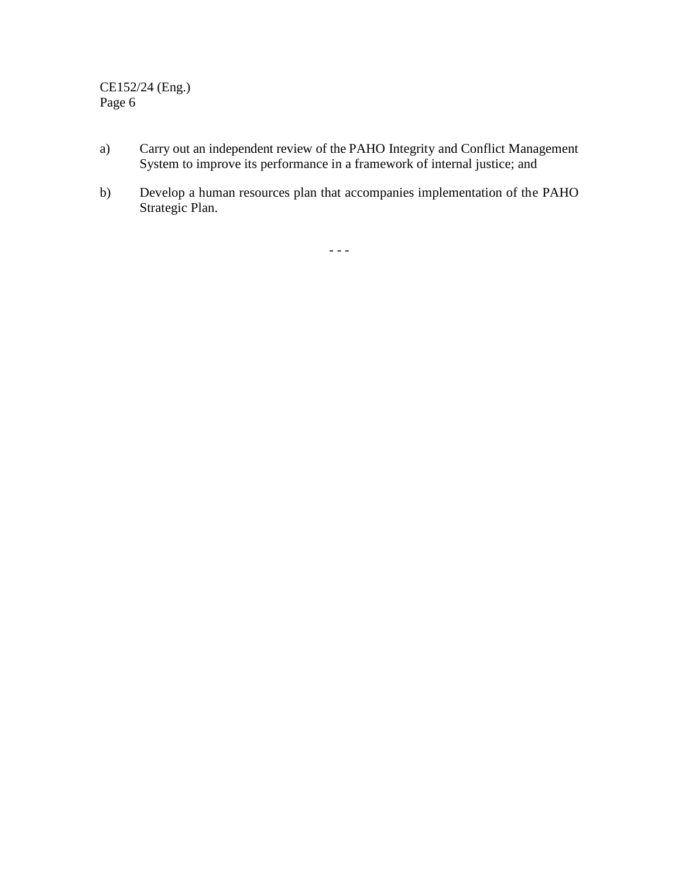a) Carry out an independent review of the PAHO Integrity and Conflict Management System to improve its performance in a framework of internal justice; and

b) Develop a human resources plan that accompanies implementation of the PAHO Strategic Plan.

- - -